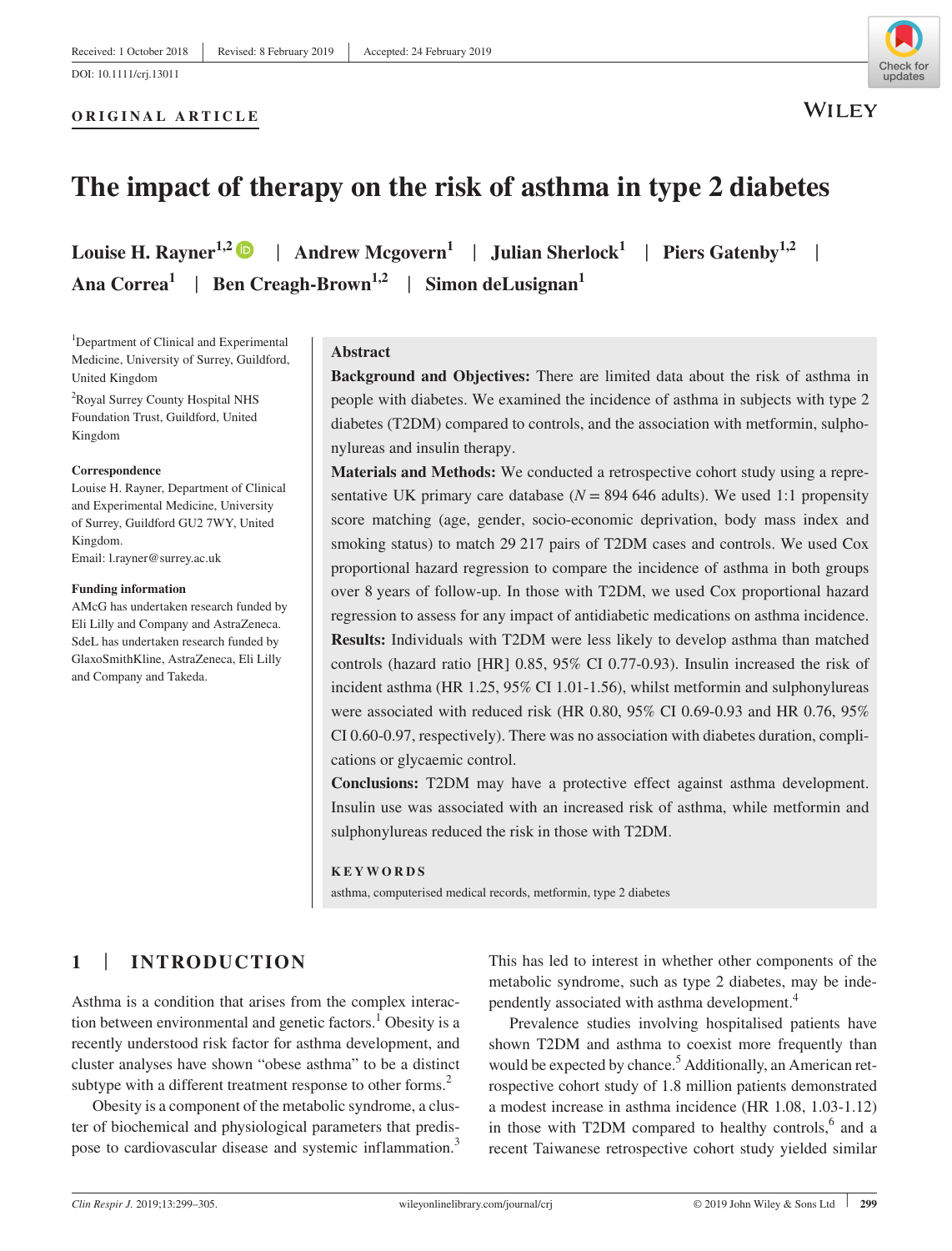Received: 1 October 2018 | Revised: 8 February 2019 | Accepted: 24 February 2019

DOI: 10.1111/crj.13011

ORIGINAL ARTICLE

# The impact of therapy on the risk of asthma in type 2 diabetes

Louise H. Rayner[1,2] | Andrew Mcgovern[1] | Julian Sherlock[1] | Piers Gatenby[1,2] | Ana Correa[1] | Ben Creagh-Brown[1,2] | Simon deLusignan[1]

[1]Department of Clinical and Experimental Medicine, University of Surrey, Guildford, United Kingdom

[2]Royal Surrey County Hospital NHS Foundation Trust, Guildford, United Kingdom

**Correspondence**
Louise H. Rayner, Department of Clinical and Experimental Medicine, University of Surrey, Guildford GU2 7WY, United Kingdom.
Email: l.rayner@surrey.ac.uk

**Funding information**
AMcG has undertaken research funded by Eli Lilly and Company and AstraZeneca. SdeL has undertaken research funded by GlaxoSmithKline, AstraZeneca, Eli Lilly and Company and Takeda.

## Abstract

**Background and Objectives:** There are limited data about the risk of asthma in people with diabetes. We examined the incidence of asthma in subjects with type 2 diabetes (T2DM) compared to controls, and the association with metformin, sulphonylureas and insulin therapy.

**Materials and Methods:** We conducted a retrospective cohort study using a representative UK primary care database (*N* = 894 646 adults). We used 1:1 propensity score matching (age, gender, socio-economic deprivation, body mass index and smoking status) to match 29 217 pairs of T2DM cases and controls. We used Cox proportional hazard regression to compare the incidence of asthma in both groups over 8 years of follow-up. In those with T2DM, we used Cox proportional hazard regression to assess for any impact of antidiabetic medications on asthma incidence.

**Results:** Individuals with T2DM were less likely to develop asthma than matched controls (hazard ratio [HR] 0.85, 95% CI 0.77-0.93). Insulin increased the risk of incident asthma (HR 1.25, 95% CI 1.01-1.56), whilst metformin and sulphonylureas were associated with reduced risk (HR 0.80, 95% CI 0.69-0.93 and HR 0.76, 95% CI 0.60-0.97, respectively). There was no association with diabetes duration, complications or glycaemic control.

**Conclusions:** T2DM may have a protective effect against asthma development. Insulin use was associated with an increased risk of asthma, while metformin and sulphonylureas reduced the risk in those with T2DM.

**KEYWORDS**

asthma, computerised medical records, metformin, type 2 diabetes

## 1 | INTRODUCTION

Asthma is a condition that arises from the complex interaction between environmental and genetic factors.[1] Obesity is a recently understood risk factor for asthma development, and cluster analyses have shown "obese asthma" to be a distinct subtype with a different treatment response to other forms.[2]

Obesity is a component of the metabolic syndrome, a cluster of biochemical and physiological parameters that predispose to cardiovascular disease and systemic inflammation.[3] This has led to interest in whether other components of the metabolic syndrome, such as type 2 diabetes, may be independently associated with asthma development.[4]

Prevalence studies involving hospitalised patients have shown T2DM and asthma to coexist more frequently than would be expected by chance.[5] Additionally, an American retrospective cohort study of 1.8 million patients demonstrated a modest increase in asthma incidence (HR 1.08, 1.03-1.12) in those with T2DM compared to healthy controls,[6] and a recent Taiwanese retrospective cohort study yielded similar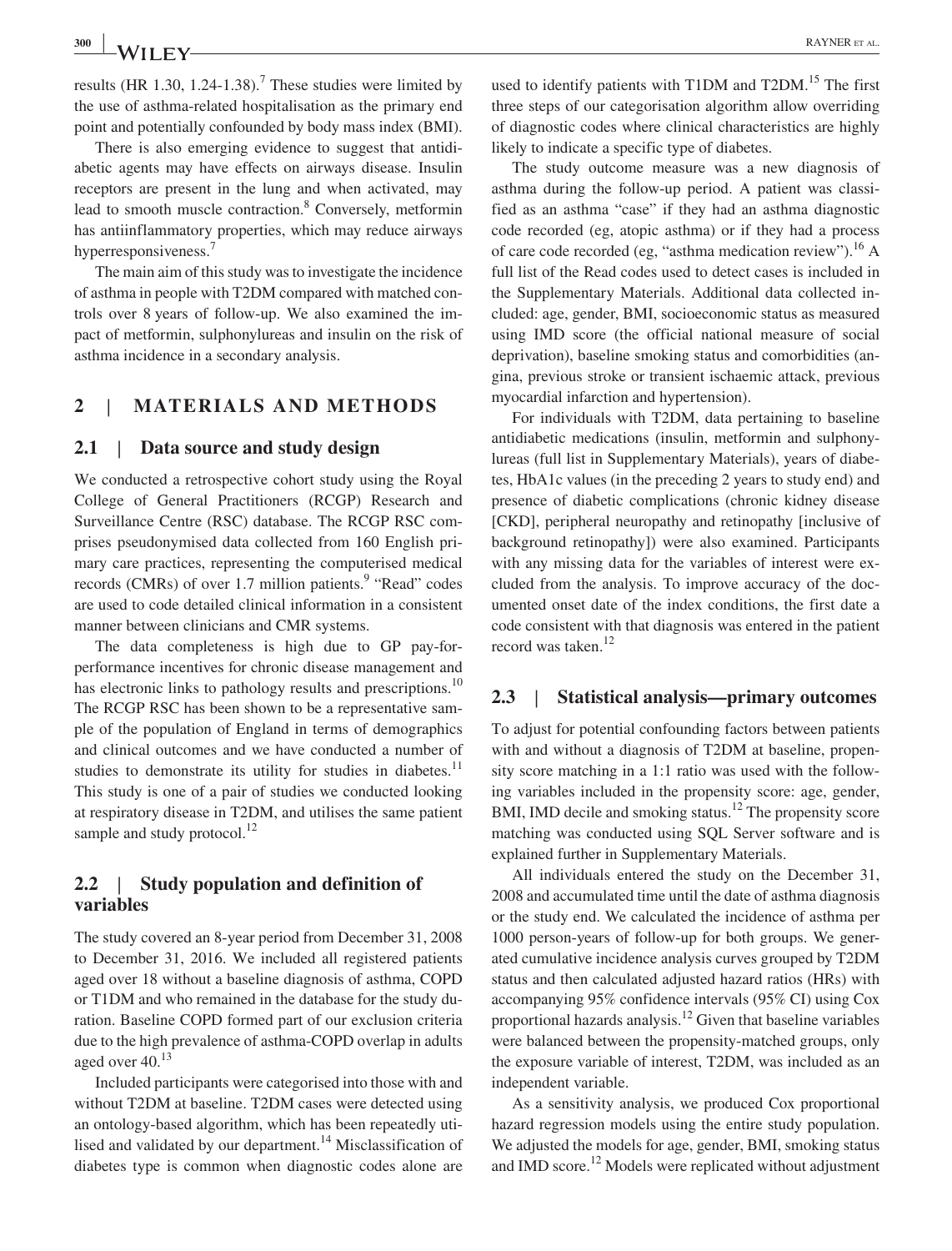results (HR 1.30, 1.24-1.38).[7] These studies were limited by the use of asthma-related hospitalisation as the primary end point and potentially confounded by body mass index (BMI).

There is also emerging evidence to suggest that antidiabetic agents may have effects on airways disease. Insulin receptors are present in the lung and when activated, may lead to smooth muscle contraction.[8] Conversely, metformin has antiinflammatory properties, which may reduce airways hyperresponsiveness.[7]

The main aim of this study was to investigate the incidence of asthma in people with T2DM compared with matched controls over 8 years of follow-up. We also examined the impact of metformin, sulphonylureas and insulin on the risk of asthma incidence in a secondary analysis.

## 2 | MATERIALS AND METHODS

### 2.1 | Data source and study design

We conducted a retrospective cohort study using the Royal College of General Practitioners (RCGP) Research and Surveillance Centre (RSC) database. The RCGP RSC comprises pseudonymised data collected from 160 English primary care practices, representing the computerised medical records (CMRs) of over 1.7 million patients.[9] "Read" codes are used to code detailed clinical information in a consistent manner between clinicians and CMR systems.

The data completeness is high due to GP pay-for-performance incentives for chronic disease management and has electronic links to pathology results and prescriptions.[10] The RCGP RSC has been shown to be a representative sample of the population of England in terms of demographics and clinical outcomes and we have conducted a number of studies to demonstrate its utility for studies in diabetes.[11] This study is one of a pair of studies we conducted looking at respiratory disease in T2DM, and utilises the same patient sample and study protocol.[12]

### 2.2 | Study population and definition of variables

The study covered an 8-year period from December 31, 2008 to December 31, 2016. We included all registered patients aged over 18 without a baseline diagnosis of asthma, COPD or T1DM and who remained in the database for the study duration. Baseline COPD formed part of our exclusion criteria due to the high prevalence of asthma-COPD overlap in adults aged over 40.[13]

Included participants were categorised into those with and without T2DM at baseline. T2DM cases were detected using an ontology-based algorithm, which has been repeatedly utilised and validated by our department.[14] Misclassification of diabetes type is common when diagnostic codes alone are used to identify patients with T1DM and T2DM.[15] The first three steps of our categorisation algorithm allow overriding of diagnostic codes where clinical characteristics are highly likely to indicate a specific type of diabetes.

The study outcome measure was a new diagnosis of asthma during the follow-up period. A patient was classified as an asthma "case" if they had an asthma diagnostic code recorded (eg, atopic asthma) or if they had a process of care code recorded (eg, "asthma medication review").[16] A full list of the Read codes used to detect cases is included in the Supplementary Materials. Additional data collected included: age, gender, BMI, socioeconomic status as measured using IMD score (the official national measure of social deprivation), baseline smoking status and comorbidities (angina, previous stroke or transient ischaemic attack, previous myocardial infarction and hypertension).

For individuals with T2DM, data pertaining to baseline antidiabetic medications (insulin, metformin and sulphonylureas (full list in Supplementary Materials), years of diabetes, HbA1c values (in the preceding 2 years to study end) and presence of diabetic complications (chronic kidney disease [CKD], peripheral neuropathy and retinopathy [inclusive of background retinopathy]) were also examined. Participants with any missing data for the variables of interest were excluded from the analysis. To improve accuracy of the documented onset date of the index conditions, the first date a code consistent with that diagnosis was entered in the patient record was taken.[12]

### 2.3 | Statistical analysis—primary outcomes

To adjust for potential confounding factors between patients with and without a diagnosis of T2DM at baseline, propensity score matching in a 1:1 ratio was used with the following variables included in the propensity score: age, gender, BMI, IMD decile and smoking status.[12] The propensity score matching was conducted using SQL Server software and is explained further in Supplementary Materials.

All individuals entered the study on the December 31, 2008 and accumulated time until the date of asthma diagnosis or the study end. We calculated the incidence of asthma per 1000 person-years of follow-up for both groups. We generated cumulative incidence analysis curves grouped by T2DM status and then calculated adjusted hazard ratios (HRs) with accompanying 95% confidence intervals (95% CI) using Cox proportional hazards analysis.[12] Given that baseline variables were balanced between the propensity-matched groups, only the exposure variable of interest, T2DM, was included as an independent variable.

As a sensitivity analysis, we produced Cox proportional hazard regression models using the entire study population. We adjusted the models for age, gender, BMI, smoking status and IMD score.[12] Models were replicated without adjustment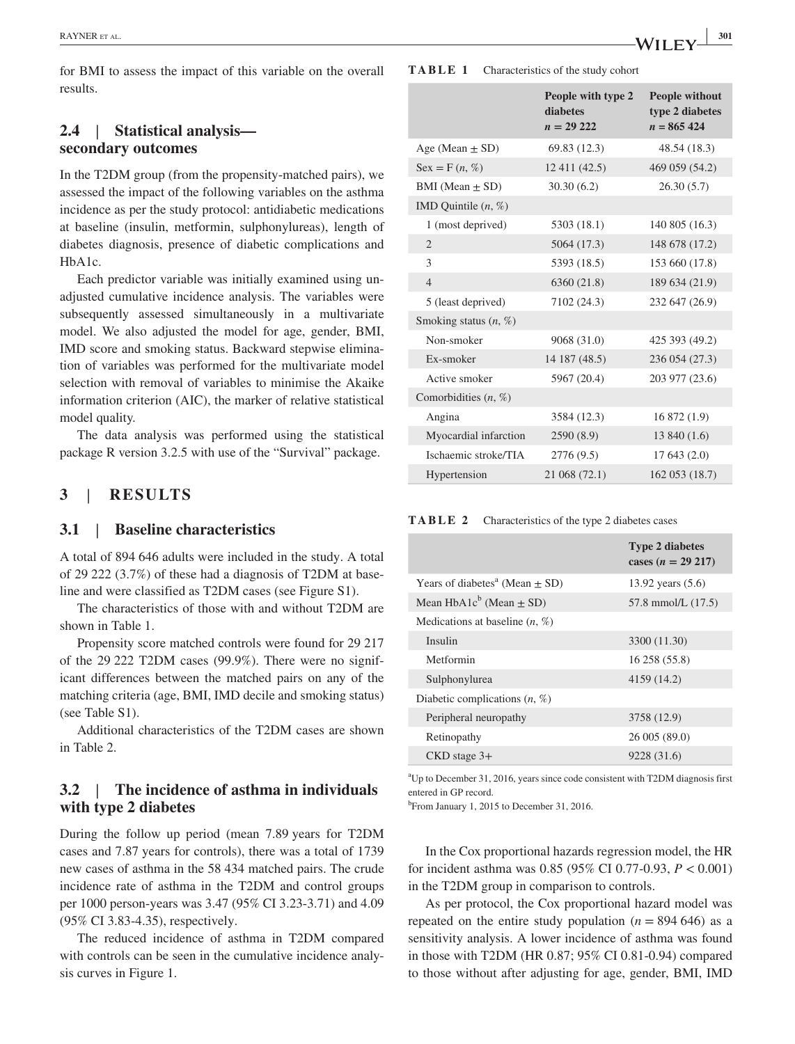for BMI to assess the impact of this variable on the overall results.

### 2.4 | Statistical analysis—secondary outcomes

In the T2DM group (from the propensity-matched pairs), we assessed the impact of the following variables on the asthma incidence as per the study protocol: antidiabetic medications at baseline (insulin, metformin, sulphonylureas), length of diabetes diagnosis, presence of diabetic complications and HbA1c.

Each predictor variable was initially examined using unadjusted cumulative incidence analysis. The variables were subsequently assessed simultaneously in a multivariate model. We also adjusted the model for age, gender, BMI, IMD score and smoking status. Backward stepwise elimination of variables was performed for the multivariate model selection with removal of variables to minimise the Akaike information criterion (AIC), the marker of relative statistical model quality.

The data analysis was performed using the statistical package R version 3.2.5 with use of the "Survival" package.

## 3 | RESULTS

### 3.1 | Baseline characteristics

A total of 894 646 adults were included in the study. A total of 29 222 (3.7%) of these had a diagnosis of T2DM at baseline and were classified as T2DM cases (see Figure S1).

The characteristics of those with and without T2DM are shown in Table 1.

Propensity score matched controls were found for 29 217 of the 29 222 T2DM cases (99.9%). There were no significant differences between the matched pairs on any of the matching criteria (age, BMI, IMD decile and smoking status) (see Table S1).

Additional characteristics of the T2DM cases are shown in Table 2.

**TABLE 1** Characteristics of the study cohort

| | People with type 2 diabetes $n = 29\,222$ | People without type 2 diabetes $n = 865\,424$ |
|---|---|---|
| Age (Mean ± SD) | 69.83 (12.3) | 48.54 (18.3) |
| Sex = F (*n*, %) | 12 411 (42.5) | 469 059 (54.2) |
| BMI (Mean ± SD) | 30.30 (6.2) | 26.30 (5.7) |
| IMD Quintile (*n*, %) | | |
| 1 (most deprived) | 5303 (18.1) | 140 805 (16.3) |
| 2 | 5064 (17.3) | 148 678 (17.2) |
| 3 | 5393 (18.5) | 153 660 (17.8) |
| 4 | 6360 (21.8) | 189 634 (21.9) |
| 5 (least deprived) | 7102 (24.3) | 232 647 (26.9) |
| Smoking status (*n*, %) | | |
| Non-smoker | 9068 (31.0) | 425 393 (49.2) |
| Ex-smoker | 14 187 (48.5) | 236 054 (27.3) |
| Active smoker | 5967 (20.4) | 203 977 (23.6) |
| Comorbidities (*n*, %) | | |
| Angina | 3584 (12.3) | 16 872 (1.9) |
| Myocardial infarction | 2590 (8.9) | 13 840 (1.6) |
| Ischaemic stroke/TIA | 2776 (9.5) | 17 643 (2.0) |
| Hypertension | 21 068 (72.1) | 162 053 (18.7) |

**TABLE 2** Characteristics of the type 2 diabetes cases

| | Type 2 diabetes cases ($n = 29\,217$) |
|---|---|
| Years of diabetes[a] (Mean ± SD) | 13.92 years (5.6) |
| Mean HbA1c[b] (Mean ± SD) | 57.8 mmol/L (17.5) |
| Medications at baseline (*n*, %) | |
| Insulin | 3300 (11.30) |
| Metformin | 16 258 (55.8) |
| Sulphonylurea | 4159 (14.2) |
| Diabetic complications (*n*, %) | |
| Peripheral neuropathy | 3758 (12.9) |
| Retinopathy | 26 005 (89.0) |
| CKD stage 3+ | 9228 (31.6) |

[a]Up to December 31, 2016, years since code consistent with T2DM diagnosis first entered in GP record.

[b]From January 1, 2015 to December 31, 2016.

### 3.2 | The incidence of asthma in individuals with type 2 diabetes

During the follow up period (mean 7.89 years for T2DM cases and 7.87 years for controls), there was a total of 1739 new cases of asthma in the 58 434 matched pairs. The crude incidence rate of asthma in the T2DM and control groups per 1000 person-years was 3.47 (95% CI 3.23-3.71) and 4.09 (95% CI 3.83-4.35), respectively.

The reduced incidence of asthma in T2DM compared with controls can be seen in the cumulative incidence analysis curves in Figure 1.

In the Cox proportional hazards regression model, the HR for incident asthma was 0.85 (95% CI 0.77-0.93, $P < 0.001$) in the T2DM group in comparison to controls.

As per protocol, the Cox proportional hazard model was repeated on the entire study population ($n = 894\,646$) as a sensitivity analysis. A lower incidence of asthma was found in those with T2DM (HR 0.87; 95% CI 0.81-0.94) compared to those without after adjusting for age, gender, BMI, IMD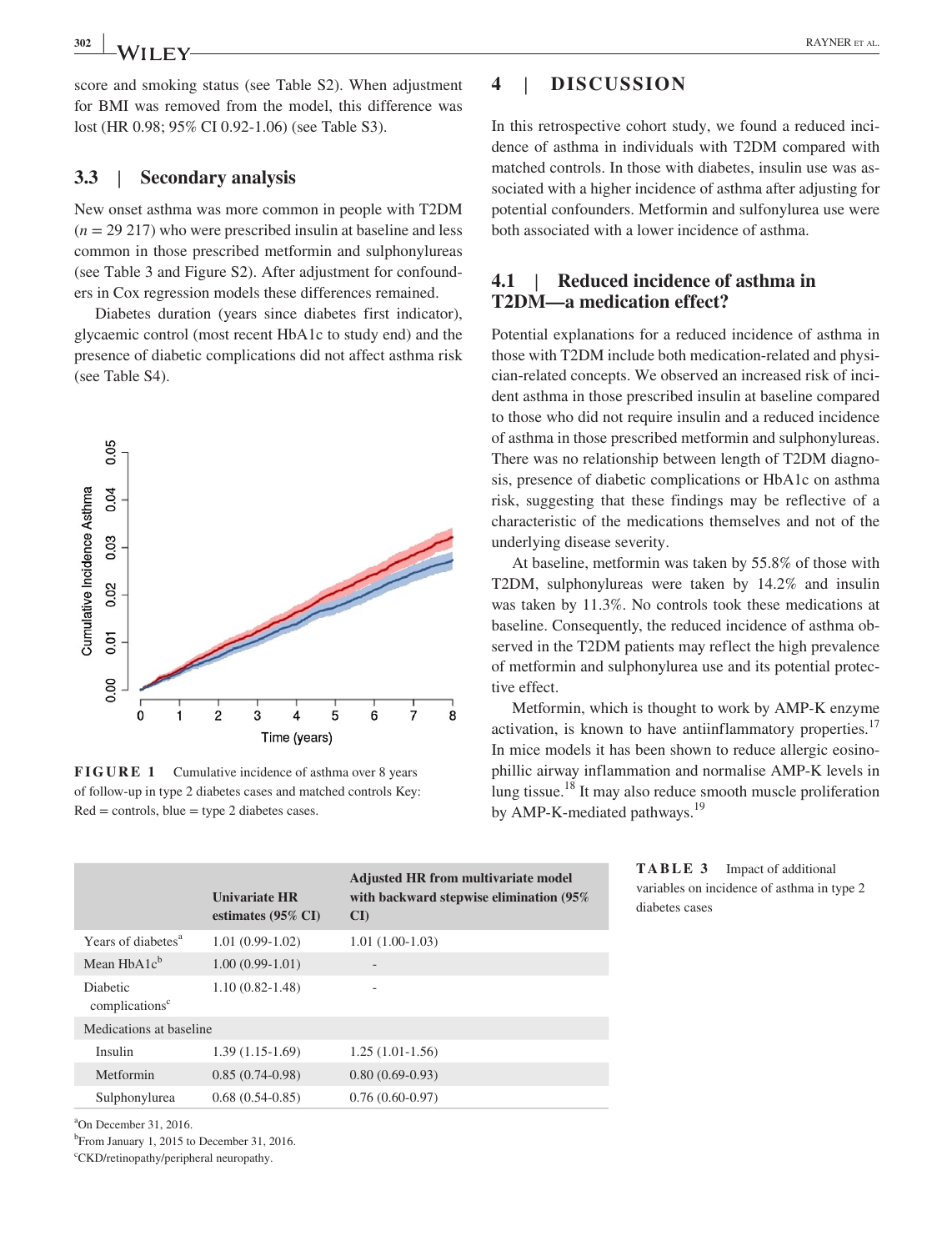score and smoking status (see Table S2). When adjustment for BMI was removed from the model, this difference was lost (HR 0.98; 95% CI 0.92-1.06) (see Table S3).

### 3.3 | Secondary analysis

New onset asthma was more common in people with T2DM (*n* = 29 217) who were prescribed insulin at baseline and less common in those prescribed metformin and sulphonylureas (see Table 3 and Figure S2). After adjustment for confounders in Cox regression models these differences remained.

Diabetes duration (years since diabetes first indicator), glycaemic control (most recent HbA1c to study end) and the presence of diabetic complications did not affect asthma risk (see Table S4).

**FIGURE 1** Cumulative incidence of asthma over 8 years of follow-up in type 2 diabetes cases and matched controls Key: Red = controls, blue = type 2 diabetes cases.

**TABLE 3** Impact of additional variables on incidence of asthma in type 2 diabetes cases

| | Univariate HR estimates (95% CI) | Adjusted HR from multivariate model with backward stepwise elimination (95% CI) |
|---|---|---|
| Years of diabetes[a] | 1.01 (0.99-1.02) | 1.01 (1.00-1.03) |
| Mean HbA1c[b] | 1.00 (0.99-1.01) | - |
| Diabetic complications[c] | 1.10 (0.82-1.48) | - |
| Medications at baseline | | |
| Insulin | 1.39 (1.15-1.69) | 1.25 (1.01-1.56) |
| Metformin | 0.85 (0.74-0.98) | 0.80 (0.69-0.93) |
| Sulphonylurea | 0.68 (0.54-0.85) | 0.76 (0.60-0.97) |

[a]On December 31, 2016.
[b]From January 1, 2015 to December 31, 2016.
[c]CKD/retinopathy/peripheral neuropathy.

## 4 | DISCUSSION

In this retrospective cohort study, we found a reduced incidence of asthma in individuals with T2DM compared with matched controls. In those with diabetes, insulin use was associated with a higher incidence of asthma after adjusting for potential confounders. Metformin and sulfonylurea use were both associated with a lower incidence of asthma.

### 4.1 | Reduced incidence of asthma in T2DM—a medication effect?

Potential explanations for a reduced incidence of asthma in those with T2DM include both medication-related and physician-related concepts. We observed an increased risk of incident asthma in those prescribed insulin at baseline compared to those who did not require insulin and a reduced incidence of asthma in those prescribed metformin and sulphonylureas. There was no relationship between length of T2DM diagnosis, presence of diabetic complications or HbA1c on asthma risk, suggesting that these findings may be reflective of a characteristic of the medications themselves and not of the underlying disease severity.

At baseline, metformin was taken by 55.8% of those with T2DM, sulphonylureas were taken by 14.2% and insulin was taken by 11.3%. No controls took these medications at baseline. Consequently, the reduced incidence of asthma observed in the T2DM patients may reflect the high prevalence of metformin and sulphonylurea use and its potential protective effect.

Metformin, which is thought to work by AMP-K enzyme activation, is known to have antiinflammatory properties.[17] In mice models it has been shown to reduce allergic eosinophillic airway inflammation and normalise AMP-K levels in lung tissue.[18] It may also reduce smooth muscle proliferation by AMP-K-mediated pathways.[19]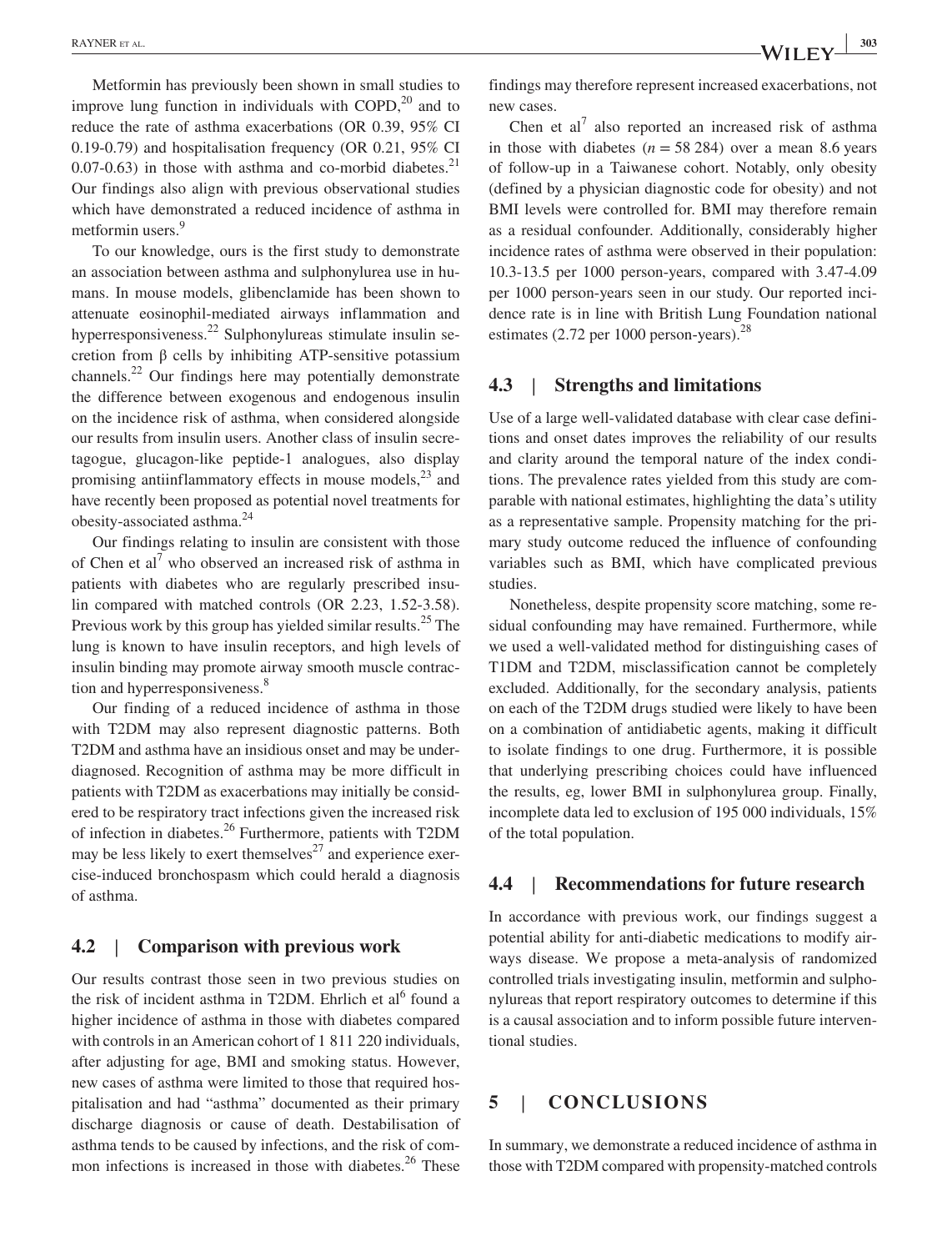Metformin has previously been shown in small studies to improve lung function in individuals with COPD,[20] and to reduce the rate of asthma exacerbations (OR 0.39, 95% CI 0.19-0.79) and hospitalisation frequency (OR 0.21, 95% CI 0.07-0.63) in those with asthma and co-morbid diabetes.[21] Our findings also align with previous observational studies which have demonstrated a reduced incidence of asthma in metformin users.[9]

To our knowledge, ours is the first study to demonstrate an association between asthma and sulphonylurea use in humans. In mouse models, glibenclamide has been shown to attenuate eosinophil-mediated airways inflammation and hyperresponsiveness.[22] Sulphonylureas stimulate insulin secretion from β cells by inhibiting ATP-sensitive potassium channels.[22] Our findings here may potentially demonstrate the difference between exogenous and endogenous insulin on the incidence risk of asthma, when considered alongside our results from insulin users. Another class of insulin secretagogue, glucagon-like peptide-1 analogues, also display promising antiinflammatory effects in mouse models,[23] and have recently been proposed as potential novel treatments for obesity-associated asthma.[24]

Our findings relating to insulin are consistent with those of Chen et al[7] who observed an increased risk of asthma in patients with diabetes who are regularly prescribed insulin compared with matched controls (OR 2.23, 1.52-3.58). Previous work by this group has yielded similar results.[25] The lung is known to have insulin receptors, and high levels of insulin binding may promote airway smooth muscle contraction and hyperresponsiveness.[8]

Our finding of a reduced incidence of asthma in those with T2DM may also represent diagnostic patterns. Both T2DM and asthma have an insidious onset and may be underdiagnosed. Recognition of asthma may be more difficult in patients with T2DM as exacerbations may initially be considered to be respiratory tract infections given the increased risk of infection in diabetes.[26] Furthermore, patients with T2DM may be less likely to exert themselves[27] and experience exercise-induced bronchospasm which could herald a diagnosis of asthma.

## 4.2 | Comparison with previous work

Our results contrast those seen in two previous studies on the risk of incident asthma in T2DM. Ehrlich et al[6] found a higher incidence of asthma in those with diabetes compared with controls in an American cohort of 1 811 220 individuals, after adjusting for age, BMI and smoking status. However, new cases of asthma were limited to those that required hospitalisation and had "asthma" documented as their primary discharge diagnosis or cause of death. Destabilisation of asthma tends to be caused by infections, and the risk of common infections is increased in those with diabetes.[26] These findings may therefore represent increased exacerbations, not new cases.

Chen et al[7] also reported an increased risk of asthma in those with diabetes ($n = 58\,284$) over a mean 8.6 years of follow-up in a Taiwanese cohort. Notably, only obesity (defined by a physician diagnostic code for obesity) and not BMI levels were controlled for. BMI may therefore remain as a residual confounder. Additionally, considerably higher incidence rates of asthma were observed in their population: 10.3-13.5 per 1000 person-years, compared with 3.47-4.09 per 1000 person-years seen in our study. Our reported incidence rate is in line with British Lung Foundation national estimates (2.72 per 1000 person-years).[28]

## 4.3 | Strengths and limitations

Use of a large well-validated database with clear case definitions and onset dates improves the reliability of our results and clarity around the temporal nature of the index conditions. The prevalence rates yielded from this study are comparable with national estimates, highlighting the data's utility as a representative sample. Propensity matching for the primary study outcome reduced the influence of confounding variables such as BMI, which have complicated previous studies.

Nonetheless, despite propensity score matching, some residual confounding may have remained. Furthermore, while we used a well-validated method for distinguishing cases of T1DM and T2DM, misclassification cannot be completely excluded. Additionally, for the secondary analysis, patients on each of the T2DM drugs studied were likely to have been on a combination of antidiabetic agents, making it difficult to isolate findings to one drug. Furthermore, it is possible that underlying prescribing choices could have influenced the results, eg, lower BMI in sulphonylurea group. Finally, incomplete data led to exclusion of 195 000 individuals, 15% of the total population.

## 4.4 | Recommendations for future research

In accordance with previous work, our findings suggest a potential ability for anti-diabetic medications to modify airways disease. We propose a meta-analysis of randomized controlled trials investigating insulin, metformin and sulphonylureas that report respiratory outcomes to determine if this is a causal association and to inform possible future interventional studies.

# 5 | CONCLUSIONS

In summary, we demonstrate a reduced incidence of asthma in those with T2DM compared with propensity-matched controls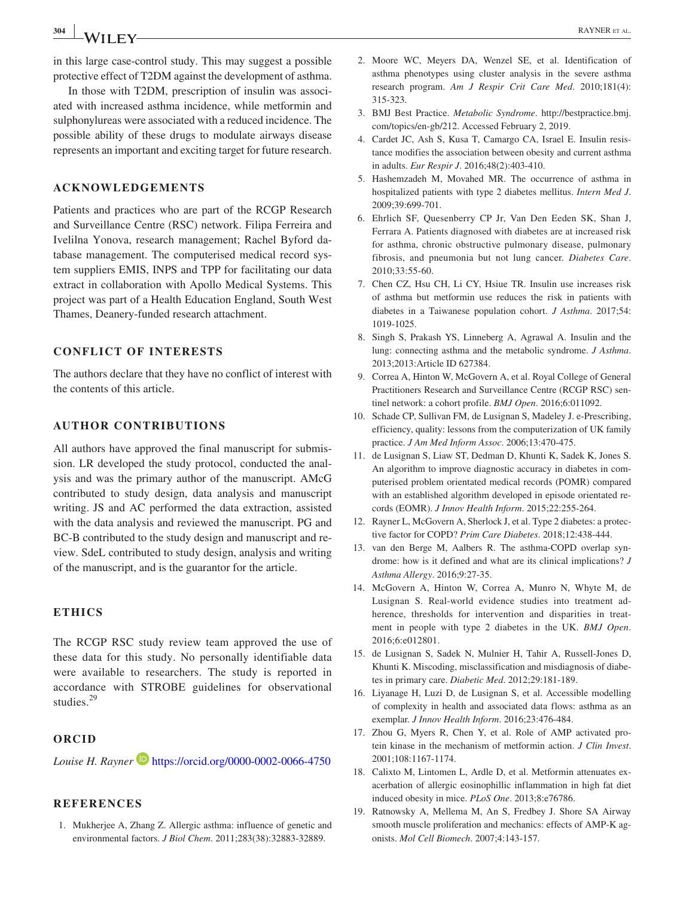in this large case-control study. This may suggest a possible protective effect of T2DM against the development of asthma.

In those with T2DM, prescription of insulin was associated with increased asthma incidence, while metformin and sulphonylureas were associated with a reduced incidence. The possible ability of these drugs to modulate airways disease represents an important and exciting target for future research.

## ACKNOWLEDGEMENTS

Patients and practices who are part of the RCGP Research and Surveillance Centre (RSC) network. Filipa Ferreira and Ivelilna Yonova, research management; Rachel Byford database management. The computerised medical record system suppliers EMIS, INPS and TPP for facilitating our data extract in collaboration with Apollo Medical Systems. This project was part of a Health Education England, South West Thames, Deanery-funded research attachment.

## CONFLICT OF INTERESTS

The authors declare that they have no conflict of interest with the contents of this article.

## AUTHOR CONTRIBUTIONS

All authors have approved the final manuscript for submission. LR developed the study protocol, conducted the analysis and was the primary author of the manuscript. AMcG contributed to study design, data analysis and manuscript writing. JS and AC performed the data extraction, assisted with the data analysis and reviewed the manuscript. PG and BC-B contributed to the study design and manuscript and review. SdeL contributed to study design, analysis and writing of the manuscript, and is the guarantor for the article.

## ETHICS

The RCGP RSC study review team approved the use of these data for this study. No personally identifiable data were available to researchers. The study is reported in accordance with STROBE guidelines for observational studies.[29]

## ORCID

*Louise H. Rayner* https://orcid.org/0000-0002-0066-4750

## REFERENCES

1. Mukherjee A, Zhang Z. Allergic asthma: influence of genetic and environmental factors. *J Biol Chem*. 2011;283(38):32883-32889.
2. Moore WC, Meyers DA, Wenzel SE, et al. Identification of asthma phenotypes using cluster analysis in the severe asthma research program. *Am J Respir Crit Care Med*. 2010;181(4):315-323.
3. BMJ Best Practice. *Metabolic Syndrome*. http://bestpractice.bmj.com/topics/en-gb/212. Accessed February 2, 2019.
4. Cardet JC, Ash S, Kusa T, Camargo CA, Israel E. Insulin resistance modifies the association between obesity and current asthma in adults. *Eur Respir J*. 2016;48(2):403-410.
5. Hashemzadeh M, Movahed MR. The occurrence of asthma in hospitalized patients with type 2 diabetes mellitus. *Intern Med J*. 2009;39:699-701.
6. Ehrlich SF, Quesenberry CP Jr, Van Den Eeden SK, Shan J, Ferrara A. Patients diagnosed with diabetes are at increased risk for asthma, chronic obstructive pulmonary disease, pulmonary fibrosis, and pneumonia but not lung cancer. *Diabetes Care*. 2010;33:55-60.
7. Chen CZ, Hsu CH, Li CY, Hsiue TR. Insulin use increases risk of asthma but metformin use reduces the risk in patients with diabetes in a Taiwanese population cohort. *J Asthma*. 2017;54:1019-1025.
8. Singh S, Prakash YS, Linneberg A, Agrawal A. Insulin and the lung: connecting asthma and the metabolic syndrome. *J Asthma*. 2013;2013:Article ID 627384.
9. Correa A, Hinton W, McGovern A, et al. Royal College of General Practitioners Research and Surveillance Centre (RCGP RSC) sentinel network: a cohort profile. *BMJ Open*. 2016;6:011092.
10. Schade CP, Sullivan FM, de Lusignan S, Madeley J. e-Prescribing, efficiency, quality: lessons from the computerization of UK family practice. *J Am Med Inform Assoc*. 2006;13:470-475.
11. de Lusignan S, Liaw ST, Dedman D, Khunti K, Sadek K, Jones S. An algorithm to improve diagnostic accuracy in diabetes in computerised problem orientated medical records (POMR) compared with an established algorithm developed in episode orientated records (EOMR). *J Innov Health Inform*. 2015;22:255-264.
12. Rayner L, McGovern A, Sherlock J, et al. Type 2 diabetes: a protective factor for COPD? *Prim Care Diabetes*. 2018;12:438-444.
13. van den Berge M, Aalbers R. The asthma-COPD overlap syndrome: how is it defined and what are its clinical implications? *J Asthma Allergy*. 2016;9:27-35.
14. McGovern A, Hinton W, Correa A, Munro N, Whyte M, de Lusignan S. Real-world evidence studies into treatment adherence, thresholds for intervention and disparities in treatment in people with type 2 diabetes in the UK. *BMJ Open*. 2016;6:e012801.
15. de Lusignan S, Sadek N, Mulnier H, Tahir A, Russell-Jones D, Khunti K. Miscoding, misclassification and misdiagnosis of diabetes in primary care. *Diabetic Med*. 2012;29:181-189.
16. Liyanage H, Luzi D, de Lusignan S, et al. Accessible modelling of complexity in health and associated data flows: asthma as an exemplar. *J Innov Health Inform*. 2016;23:476-484.
17. Zhou G, Myers R, Chen Y, et al. Role of AMP activated protein kinase in the mechanism of metformin action. *J Clin Invest*. 2001;108:1167-1174.
18. Calixto M, Lintomen L, Ardle D, et al. Metformin attenuates exacerbation of allergic eosinophillic inflammation in high fat diet induced obesity in mice. *PLoS One*. 2013;8:e76786.
19. Ratnowsky A, Mellema M, An S, Fredbey J. Shore SA Airway smooth muscle proliferation and mechanics: effects of AMP-K agonists. *Mol Cell Biomech*. 2007;4:143-157.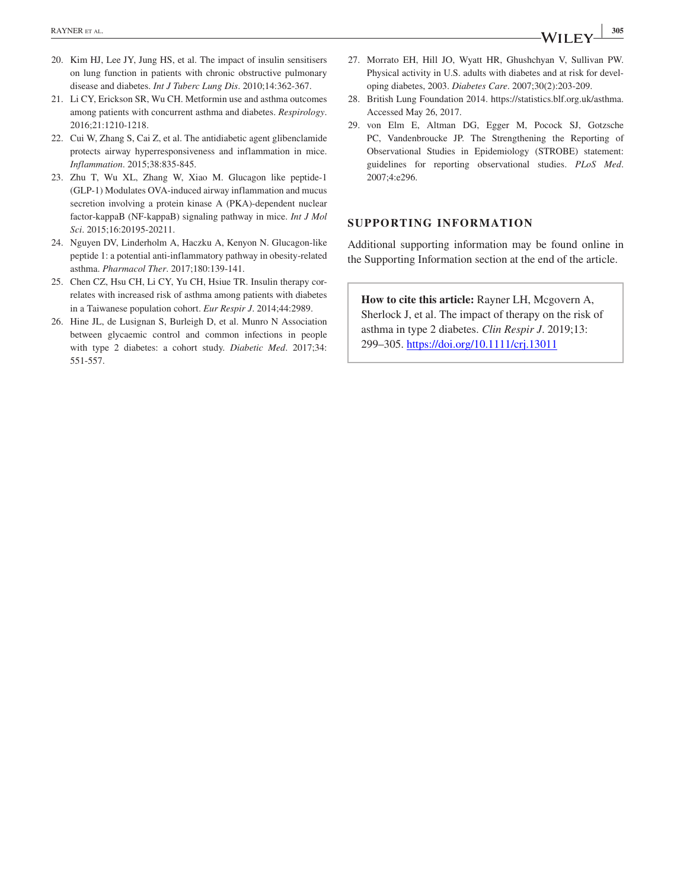20. Kim HJ, Lee JY, Jung HS, et al. The impact of insulin sensitisers on lung function in patients with chronic obstructive pulmonary disease and diabetes. *Int J Tuberc Lung Dis*. 2010;14:362-367.
21. Li CY, Erickson SR, Wu CH. Metformin use and asthma outcomes among patients with concurrent asthma and diabetes. *Respirology*. 2016;21:1210-1218.
22. Cui W, Zhang S, Cai Z, et al. The antidiabetic agent glibenclamide protects airway hyperresponsiveness and inflammation in mice. *Inflammation*. 2015;38:835-845.
23. Zhu T, Wu XL, Zhang W, Xiao M. Glucagon like peptide-1 (GLP-1) Modulates OVA-induced airway inflammation and mucus secretion involving a protein kinase A (PKA)-dependent nuclear factor-kappaB (NF-kappaB) signaling pathway in mice. *Int J Mol Sci*. 2015;16:20195-20211.
24. Nguyen DV, Linderholm A, Haczku A, Kenyon N. Glucagon-like peptide 1: a potential anti-inflammatory pathway in obesity-related asthma. *Pharmacol Ther*. 2017;180:139-141.
25. Chen CZ, Hsu CH, Li CY, Yu CH, Hsiue TR. Insulin therapy correlates with increased risk of asthma among patients with diabetes in a Taiwanese population cohort. *Eur Respir J*. 2014;44:2989.
26. Hine JL, de Lusignan S, Burleigh D, et al. Munro N Association between glycaemic control and common infections in people with type 2 diabetes: a cohort study. *Diabetic Med*. 2017;34:551-557.
27. Morrato EH, Hill JO, Wyatt HR, Ghushchyan V, Sullivan PW. Physical activity in U.S. adults with diabetes and at risk for developing diabetes, 2003. *Diabetes Care*. 2007;30(2):203-209.
28. British Lung Foundation 2014. https://statistics.blf.org.uk/asthma. Accessed May 26, 2017.
29. von Elm E, Altman DG, Egger M, Pocock SJ, Gotzsche PC, Vandenbroucke JP. The Strengthening the Reporting of Observational Studies in Epidemiology (STROBE) statement: guidelines for reporting observational studies. *PLoS Med*. 2007;4:e296.

## SUPPORTING INFORMATION

Additional supporting information may be found online in the Supporting Information section at the end of the article.

**How to cite this article:** Rayner LH, Mcgovern A, Sherlock J, et al. The impact of therapy on the risk of asthma in type 2 diabetes. *Clin Respir J*. 2019;13: 299–305. https://doi.org/10.1111/crj.13011